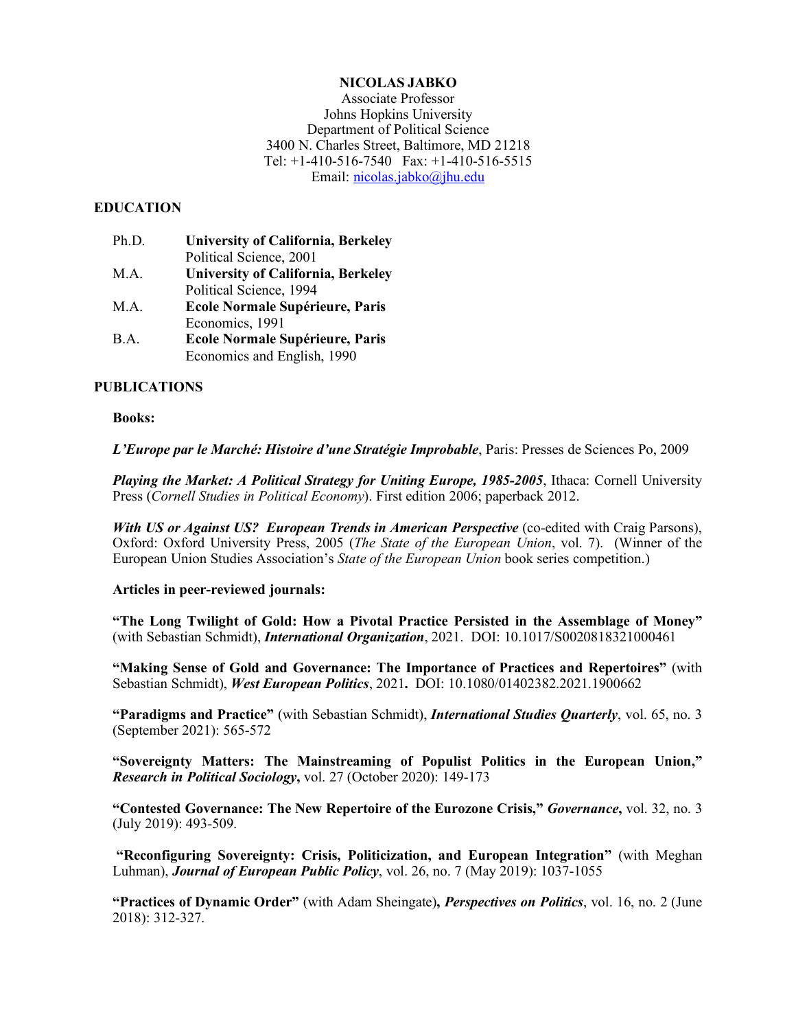# NICOLAS JABKO

Associate Professor
Johns Hopkins University
Department of Political Science
3400 N. Charles Street, Baltimore, MD 21218
Tel: +1-410-516-7540 Fax: +1-410-516-5515
Email: nicolas.jabko@jhu.edu

## EDUCATION

| | |
|---|---|
| Ph.D. | **University of California, Berkeley** Political Science, 2001 |
| M.A. | **University of California, Berkeley** Political Science, 1994 |
| M.A. | **Ecole Normale Supérieure, Paris** Economics, 1991 |
| B.A. | **Ecole Normale Supérieure, Paris** Economics and English, 1990 |

## PUBLICATIONS

### Books:

***L'Europe par le Marché: Histoire d'une Stratégie Improbable***, Paris: Presses de Sciences Po, 2009

***Playing the Market: A Political Strategy for Uniting Europe, 1985-2005***, Ithaca: Cornell University Press (*Cornell Studies in Political Economy*). First edition 2006; paperback 2012.

***With US or Against US? European Trends in American Perspective*** (co-edited with Craig Parsons), Oxford: Oxford University Press, 2005 (*The State of the European Union*, vol. 7). (Winner of the European Union Studies Association's *State of the European Union* book series competition.)

### Articles in peer-reviewed journals:

**"The Long Twilight of Gold: How a Pivotal Practice Persisted in the Assemblage of Money"** (with Sebastian Schmidt), ***International Organization***, 2021. DOI: 10.1017/S0020818321000461

**"Making Sense of Gold and Governance: The Importance of Practices and Repertoires"** (with Sebastian Schmidt), ***West European Politics***, 2021**.** DOI: 10.1080/01402382.2021.1900662

**"Paradigms and Practice"** (with Sebastian Schmidt), ***International Studies Quarterly***, vol. 65, no. 3 (September 2021): 565-572

**"Sovereignty Matters: The Mainstreaming of Populist Politics in the European Union,"** ***Research in Political Sociology*****,** vol. 27 (October 2020): 149-173

**"Contested Governance: The New Repertoire of the Eurozone Crisis,"** ***Governance*****,** vol. 32, no. 3 (July 2019): 493-509.

**"Reconfiguring Sovereignty: Crisis, Politicization, and European Integration"** (with Meghan Luhman), ***Journal of European Public Policy***, vol. 26, no. 7 (May 2019): 1037-1055

**"Practices of Dynamic Order"** (with Adam Sheingate)**,** ***Perspectives on Politics***, vol. 16, no. 2 (June 2018): 312-327.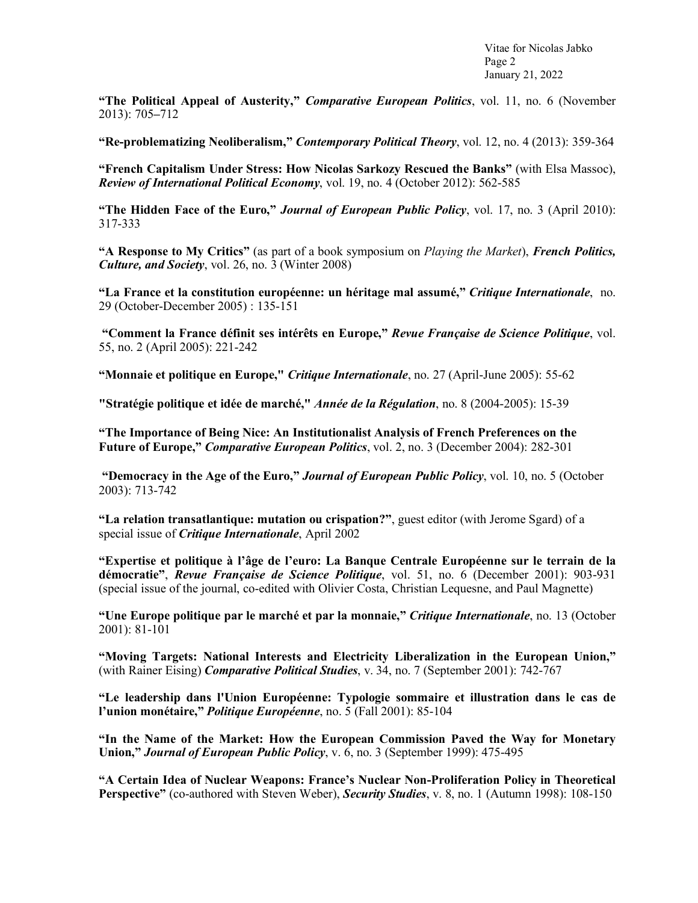**“The Political Appeal of Austerity,”** ***Comparative European Politics***, vol. 11, no. 6 (November 2013): 705–712

**“Re-problematizing Neoliberalism,”** ***Contemporary Political Theory***, vol. 12, no. 4 (2013): 359-364

**“French Capitalism Under Stress: How Nicolas Sarkozy Rescued the Banks”** (with Elsa Massoc), ***Review of International Political Economy***, vol. 19, no. 4 (October 2012): 562-585

**“The Hidden Face of the Euro,”** ***Journal of European Public Policy***, vol. 17, no. 3 (April 2010): 317-333

**“A Response to My Critics”** (as part of a book symposium on *Playing the Market*), ***French Politics, Culture, and Society***, vol. 26, no. 3 (Winter 2008)

**“La France et la constitution européenne: un héritage mal assumé,”** ***Critique Internationale***, no. 29 (October-December 2005) : 135-151

**“Comment la France définit ses intérêts en Europe,”** ***Revue Française de Science Politique***, vol. 55, no. 2 (April 2005): 221-242

**“Monnaie et politique en Europe,"** ***Critique Internationale***, no. 27 (April-June 2005): 55-62

**"Stratégie politique et idée de marché,"** ***Année de la Régulation***, no. 8 (2004-2005): 15-39

**“The Importance of Being Nice: An Institutionalist Analysis of French Preferences on the Future of Europe,”** ***Comparative European Politics***, vol. 2, no. 3 (December 2004): 282-301

**“Democracy in the Age of the Euro,”** ***Journal of European Public Policy***, vol. 10, no. 5 (October 2003): 713-742

**“La relation transatlantique: mutation ou crispation?”**, guest editor (with Jerome Sgard) of a special issue of ***Critique Internationale***, April 2002

**“Expertise et politique à l’âge de l’euro: La Banque Centrale Européenne sur le terrain de la démocratie”**, ***Revue Française de Science Politique***, vol. 51, no. 6 (December 2001): 903-931 (special issue of the journal, co-edited with Olivier Costa, Christian Lequesne, and Paul Magnette)

**“Une Europe politique par le marché et par la monnaie,”** ***Critique Internationale***, no. 13 (October 2001): 81-101

**“Moving Targets: National Interests and Electricity Liberalization in the European Union,”** (with Rainer Eising) ***Comparative Political Studies***, v. 34, no. 7 (September 2001): 742-767

**“Le leadership dans l'Union Européenne: Typologie sommaire et illustration dans le cas de l’union monétaire,”** ***Politique Européenne***, no. 5 (Fall 2001): 85-104

**“In the Name of the Market: How the European Commission Paved the Way for Monetary Union,”** ***Journal of European Public Policy***, v. 6, no. 3 (September 1999): 475-495

**“A Certain Idea of Nuclear Weapons: France’s Nuclear Non-Proliferation Policy in Theoretical Perspective”** (co-authored with Steven Weber), ***Security Studies***, v. 8, no. 1 (Autumn 1998): 108-150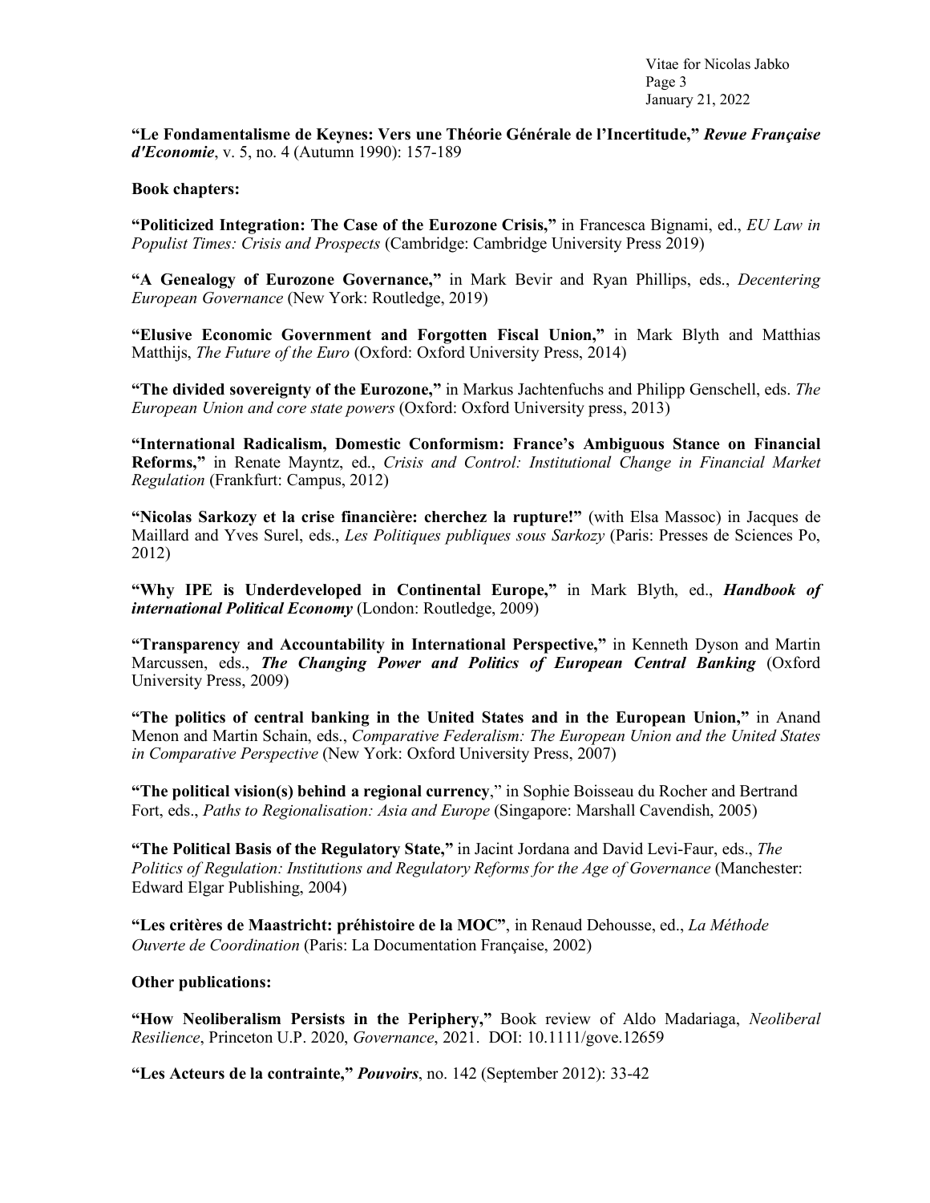**"Le Fondamentalisme de Keynes: Vers une Théorie Générale de l'Incertitude,"** ***Revue Française d'Economie***, v. 5, no. 4 (Autumn 1990): 157-189

**Book chapters:**

**"Politicized Integration: The Case of the Eurozone Crisis,"** in Francesca Bignami, ed., *EU Law in Populist Times: Crisis and Prospects* (Cambridge: Cambridge University Press 2019)

**"A Genealogy of Eurozone Governance,"** in Mark Bevir and Ryan Phillips, eds., *Decentering European Governance* (New York: Routledge, 2019)

**"Elusive Economic Government and Forgotten Fiscal Union,"** in Mark Blyth and Matthias Matthijs, *The Future of the Euro* (Oxford: Oxford University Press, 2014)

**"The divided sovereignty of the Eurozone,"** in Markus Jachtenfuchs and Philipp Genschell, eds. *The European Union and core state powers* (Oxford: Oxford University press, 2013)

**"International Radicalism, Domestic Conformism: France's Ambiguous Stance on Financial Reforms,"** in Renate Mayntz, ed., *Crisis and Control: Institutional Change in Financial Market Regulation* (Frankfurt: Campus, 2012)

**"Nicolas Sarkozy et la crise financière: cherchez la rupture!"** (with Elsa Massoc) in Jacques de Maillard and Yves Surel, eds., *Les Politiques publiques sous Sarkozy* (Paris: Presses de Sciences Po, 2012)

**"Why IPE is Underdeveloped in Continental Europe,"** in Mark Blyth, ed., ***Handbook of international Political Economy*** (London: Routledge, 2009)

**"Transparency and Accountability in International Perspective,"** in Kenneth Dyson and Martin Marcussen, eds., ***The Changing Power and Politics of European Central Banking*** (Oxford University Press, 2009)

**"The politics of central banking in the United States and in the European Union,"** in Anand Menon and Martin Schain, eds., *Comparative Federalism: The European Union and the United States in Comparative Perspective* (New York: Oxford University Press, 2007)

**"The political vision(s) behind a regional currency**," in Sophie Boisseau du Rocher and Bertrand Fort, eds., *Paths to Regionalisation: Asia and Europe* (Singapore: Marshall Cavendish, 2005)

**"The Political Basis of the Regulatory State,"** in Jacint Jordana and David Levi-Faur, eds., *The Politics of Regulation: Institutions and Regulatory Reforms for the Age of Governance* (Manchester: Edward Elgar Publishing, 2004)

**"Les critères de Maastricht: préhistoire de la MOC"**, in Renaud Dehousse, ed., *La Méthode Ouverte de Coordination* (Paris: La Documentation Française, 2002)

**Other publications:**

**"How Neoliberalism Persists in the Periphery,"** Book review of Aldo Madariaga, *Neoliberal Resilience*, Princeton U.P. 2020, *Governance*, 2021. DOI: 10.1111/gove.12659

**"Les Acteurs de la contrainte,"** ***Pouvoirs***, no. 142 (September 2012): 33-42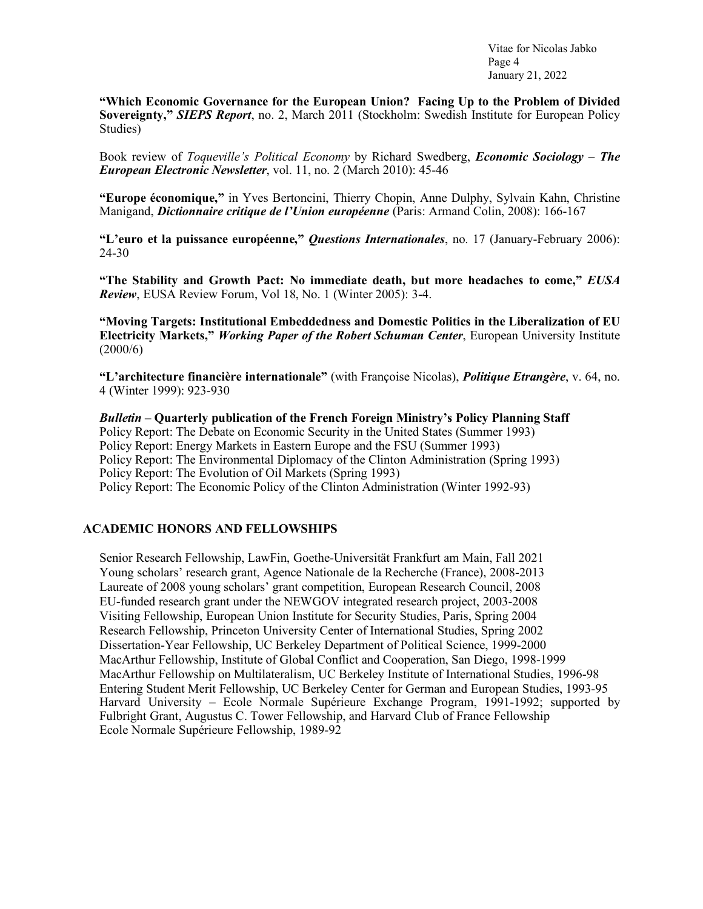**"Which Economic Governance for the European Union? Facing Up to the Problem of Divided Sovereignty,"** ***SIEPS Report***, no. 2, March 2011 (Stockholm: Swedish Institute for European Policy Studies)

Book review of *Toqueville's Political Economy* by Richard Swedberg, ***Economic Sociology – The European Electronic Newsletter***, vol. 11, no. 2 (March 2010): 45-46

**"Europe économique,"** in Yves Bertoncini, Thierry Chopin, Anne Dulphy, Sylvain Kahn, Christine Manigand, ***Dictionnaire critique de l'Union européenne*** (Paris: Armand Colin, 2008): 166-167

**"L'euro et la puissance européenne,"** ***Questions Internationales***, no. 17 (January-February 2006): 24-30

**"The Stability and Growth Pact: No immediate death, but more headaches to come,"** ***EUSA Review***, EUSA Review Forum, Vol 18, No. 1 (Winter 2005): 3-4.

**"Moving Targets: Institutional Embeddedness and Domestic Politics in the Liberalization of EU Electricity Markets,"** ***Working Paper of the Robert Schuman Center***, European University Institute (2000/6)

**"L'architecture financière internationale"** (with Françoise Nicolas), ***Politique Etrangère***, v. 64, no. 4 (Winter 1999): 923-930

***Bulletin*** **– Quarterly publication of the French Foreign Ministry's Policy Planning Staff**
Policy Report: The Debate on Economic Security in the United States (Summer 1993)
Policy Report: Energy Markets in Eastern Europe and the FSU (Summer 1993)
Policy Report: The Environmental Diplomacy of the Clinton Administration (Spring 1993)
Policy Report: The Evolution of Oil Markets (Spring 1993)
Policy Report: The Economic Policy of the Clinton Administration (Winter 1992-93)

## ACADEMIC HONORS AND FELLOWSHIPS

Senior Research Fellowship, LawFin, Goethe-Universität Frankfurt am Main, Fall 2021
Young scholars' research grant, Agence Nationale de la Recherche (France), 2008-2013
Laureate of 2008 young scholars' grant competition, European Research Council, 2008
EU-funded research grant under the NEWGOV integrated research project, 2003-2008
Visiting Fellowship, European Union Institute for Security Studies, Paris, Spring 2004
Research Fellowship, Princeton University Center of International Studies, Spring 2002
Dissertation-Year Fellowship, UC Berkeley Department of Political Science, 1999-2000
MacArthur Fellowship, Institute of Global Conflict and Cooperation, San Diego, 1998-1999
MacArthur Fellowship on Multilateralism, UC Berkeley Institute of International Studies, 1996-98
Entering Student Merit Fellowship, UC Berkeley Center for German and European Studies, 1993-95
Harvard University – Ecole Normale Supérieure Exchange Program, 1991-1992; supported by Fulbright Grant, Augustus C. Tower Fellowship, and Harvard Club of France Fellowship
Ecole Normale Supérieure Fellowship, 1989-92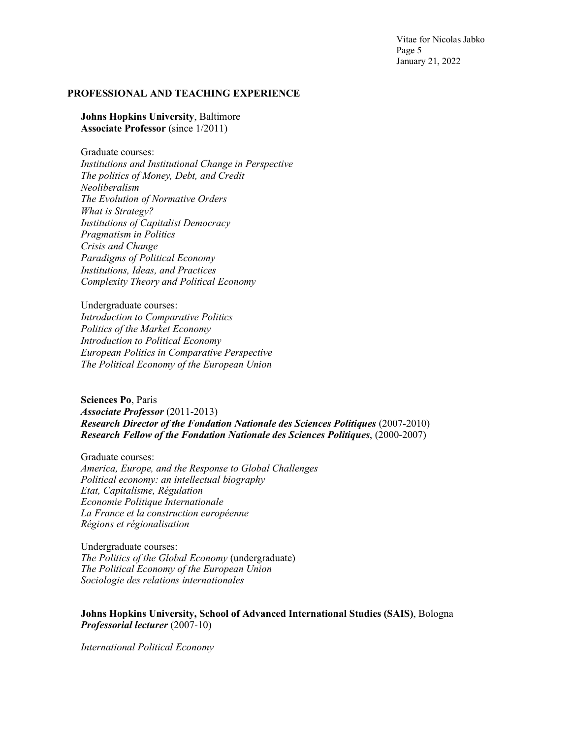## PROFESSIONAL AND TEACHING EXPERIENCE

**Johns Hopkins University**, Baltimore
**Associate Professor** (since 1/2011)

Graduate courses:
*Institutions and Institutional Change in Perspective*
*The politics of Money, Debt, and Credit*
*Neoliberalism*
*The Evolution of Normative Orders*
*What is Strategy?*
*Institutions of Capitalist Democracy*
*Pragmatism in Politics*
*Crisis and Change*
*Paradigms of Political Economy*
*Institutions, Ideas, and Practices*
*Complexity Theory and Political Economy*

Undergraduate courses:
*Introduction to Comparative Politics*
*Politics of the Market Economy*
*Introduction to Political Economy*
*European Politics in Comparative Perspective*
*The Political Economy of the European Union*

**Sciences Po**, Paris
***Associate Professor*** (2011-2013)
***Research Director of the Fondation Nationale des Sciences Politiques*** (2007-2010)
***Research Fellow of the Fondation Nationale des Sciences Politiques***, (2000-2007)

Graduate courses:
*America, Europe, and the Response to Global Challenges*
*Political economy: an intellectual biography*
*Etat, Capitalisme, Régulation*
*Economie Politique Internationale*
*La France et la construction européenne*
*Régions et régionalisation*

Undergraduate courses:
*The Politics of the Global Economy* (undergraduate)
*The Political Economy of the European Union*
*Sociologie des relations internationales*

**Johns Hopkins University, School of Advanced International Studies (SAIS)**, Bologna
***Professorial lecturer*** (2007-10)

*International Political Economy*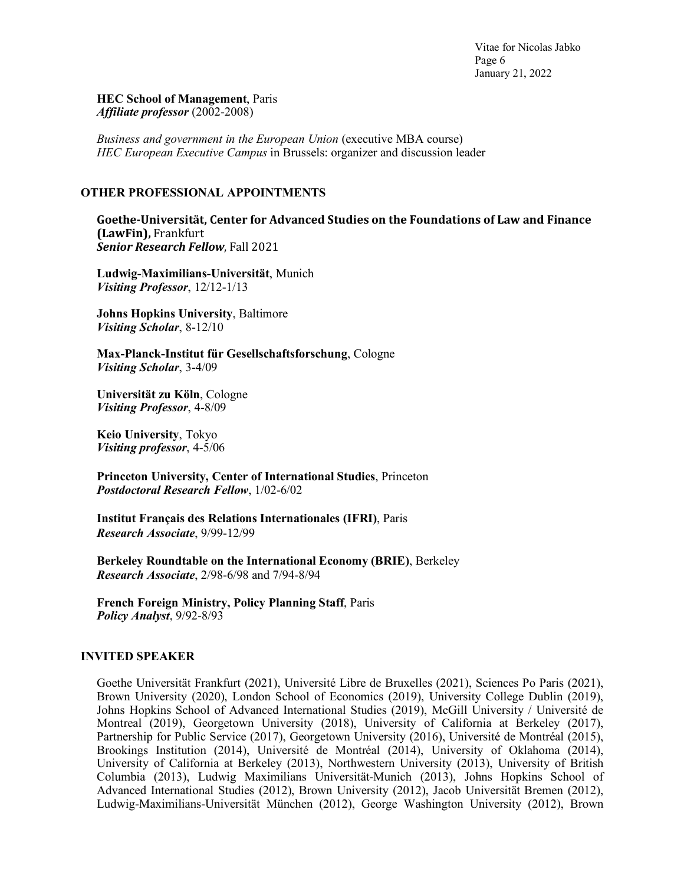**HEC School of Management**, Paris
***Affiliate professor*** (2002-2008)

*Business and government in the European Union* (executive MBA course)
*HEC European Executive Campus* in Brussels: organizer and discussion leader

## OTHER PROFESSIONAL APPOINTMENTS

**Goethe-Universität, Center for Advanced Studies on the Foundations of Law and Finance (LawFin),** Frankfurt
***Senior Research Fellow***, Fall 2021

**Ludwig-Maximilians-Universität**, Munich
***Visiting Professor***, 12/12-1/13

**Johns Hopkins University**, Baltimore
***Visiting Scholar***, 8-12/10

**Max-Planck-Institut für Gesellschaftsforschung**, Cologne
***Visiting Scholar***, 3-4/09

**Universität zu Köln**, Cologne
***Visiting Professor***, 4-8/09

**Keio University**, Tokyo
***Visiting professor***, 4-5/06

**Princeton University, Center of International Studies**, Princeton
***Postdoctoral Research Fellow***, 1/02-6/02

**Institut Français des Relations Internationales (IFRI)**, Paris
***Research Associate***, 9/99-12/99

**Berkeley Roundtable on the International Economy (BRIE)**, Berkeley
***Research Associate***, 2/98-6/98 and 7/94-8/94

**French Foreign Ministry, Policy Planning Staff**, Paris
***Policy Analyst***, 9/92-8/93

## INVITED SPEAKER

Goethe Universität Frankfurt (2021), Université Libre de Bruxelles (2021), Sciences Po Paris (2021), Brown University (2020), London School of Economics (2019), University College Dublin (2019), Johns Hopkins School of Advanced International Studies (2019), McGill University / Université de Montreal (2019), Georgetown University (2018), University of California at Berkeley (2017), Partnership for Public Service (2017), Georgetown University (2016), Université de Montréal (2015), Brookings Institution (2014), Université de Montréal (2014), University of Oklahoma (2014), University of California at Berkeley (2013), Northwestern University (2013), University of British Columbia (2013), Ludwig Maximilians Universität-Munich (2013), Johns Hopkins School of Advanced International Studies (2012), Brown University (2012), Jacob Universität Bremen (2012), Ludwig-Maximilians-Universität München (2012), George Washington University (2012), Brown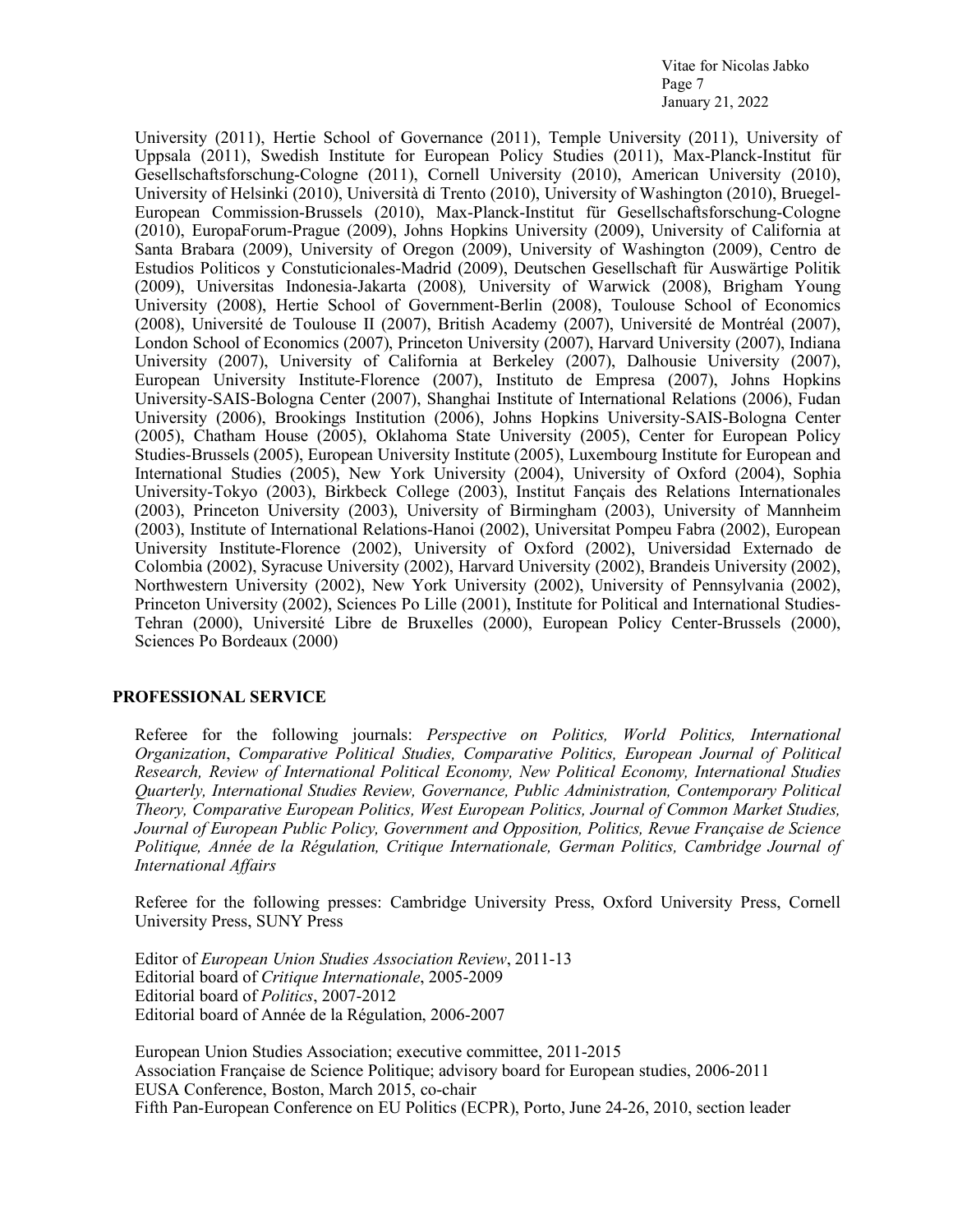University (2011), Hertie School of Governance (2011), Temple University (2011), University of Uppsala (2011), Swedish Institute for European Policy Studies (2011), Max-Planck-Institut für Gesellschaftsforschung-Cologne (2011), Cornell University (2010), American University (2010), University of Helsinki (2010), Università di Trento (2010), University of Washington (2010), Bruegel-European Commission-Brussels (2010), Max-Planck-Institut für Gesellschaftsforschung-Cologne (2010), EuropaForum-Prague (2009), Johns Hopkins University (2009), University of California at Santa Brabara (2009), University of Oregon (2009), University of Washington (2009), Centro de Estudios Politicos y Constuticionales-Madrid (2009), Deutschen Gesellschaft für Auswärtige Politik (2009), Universitas Indonesia-Jakarta (2008), University of Warwick (2008), Brigham Young University (2008), Hertie School of Government-Berlin (2008), Toulouse School of Economics (2008), Université de Toulouse II (2007), British Academy (2007), Université de Montréal (2007), London School of Economics (2007), Princeton University (2007), Harvard University (2007), Indiana University (2007), University of California at Berkeley (2007), Dalhousie University (2007), European University Institute-Florence (2007), Instituto de Empresa (2007), Johns Hopkins University-SAIS-Bologna Center (2007), Shanghai Institute of International Relations (2006), Fudan University (2006), Brookings Institution (2006), Johns Hopkins University-SAIS-Bologna Center (2005), Chatham House (2005), Oklahoma State University (2005), Center for European Policy Studies-Brussels (2005), European University Institute (2005), Luxembourg Institute for European and International Studies (2005), New York University (2004), University of Oxford (2004), Sophia University-Tokyo (2003), Birkbeck College (2003), Institut Fançais des Relations Internationales (2003), Princeton University (2003), University of Birmingham (2003), University of Mannheim (2003), Institute of International Relations-Hanoi (2002), Universitat Pompeu Fabra (2002), European University Institute-Florence (2002), University of Oxford (2002), Universidad Externado de Colombia (2002), Syracuse University (2002), Harvard University (2002), Brandeis University (2002), Northwestern University (2002), New York University (2002), University of Pennsylvania (2002), Princeton University (2002), Sciences Po Lille (2001), Institute for Political and International Studies-Tehran (2000), Université Libre de Bruxelles (2000), European Policy Center-Brussels (2000), Sciences Po Bordeaux (2000)

## PROFESSIONAL SERVICE

Referee for the following journals: *Perspective on Politics, World Politics, International Organization*, *Comparative Political Studies, Comparative Politics, European Journal of Political Research, Review of International Political Economy, New Political Economy, International Studies Quarterly, International Studies Review, Governance, Public Administration, Contemporary Political Theory, Comparative European Politics, West European Politics, Journal of Common Market Studies, Journal of European Public Policy, Government and Opposition, Politics, Revue Française de Science Politique, Année de la Régulation, Critique Internationale, German Politics, Cambridge Journal of International Affairs*

Referee for the following presses: Cambridge University Press, Oxford University Press, Cornell University Press, SUNY Press

Editor of *European Union Studies Association Review*, 2011-13
Editorial board of *Critique Internationale*, 2005-2009
Editorial board of *Politics*, 2007-2012
Editorial board of Année de la Régulation, 2006-2007

European Union Studies Association; executive committee, 2011-2015
Association Française de Science Politique; advisory board for European studies, 2006-2011
EUSA Conference, Boston, March 2015, co-chair
Fifth Pan-European Conference on EU Politics (ECPR), Porto, June 24-26, 2010, section leader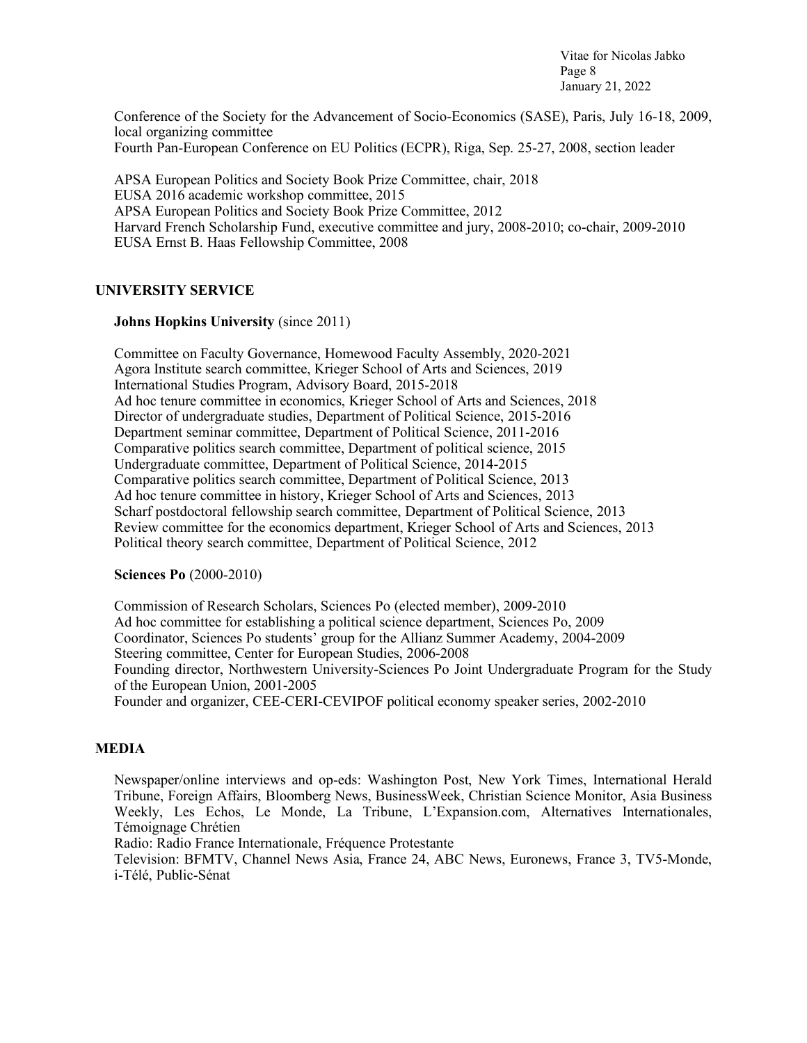Conference of the Society for the Advancement of Socio-Economics (SASE), Paris, July 16-18, 2009, local organizing committee
Fourth Pan-European Conference on EU Politics (ECPR), Riga, Sep. 25-27, 2008, section leader

APSA European Politics and Society Book Prize Committee, chair, 2018
EUSA 2016 academic workshop committee, 2015
APSA European Politics and Society Book Prize Committee, 2012
Harvard French Scholarship Fund, executive committee and jury, 2008-2010; co-chair, 2009-2010
EUSA Ernst B. Haas Fellowship Committee, 2008

## UNIVERSITY SERVICE

**Johns Hopkins University** (since 2011)

Committee on Faculty Governance, Homewood Faculty Assembly, 2020-2021
Agora Institute search committee, Krieger School of Arts and Sciences, 2019
International Studies Program, Advisory Board, 2015-2018
Ad hoc tenure committee in economics, Krieger School of Arts and Sciences, 2018
Director of undergraduate studies, Department of Political Science, 2015-2016
Department seminar committee, Department of Political Science, 2011-2016
Comparative politics search committee, Department of political science, 2015
Undergraduate committee, Department of Political Science, 2014-2015
Comparative politics search committee, Department of Political Science, 2013
Ad hoc tenure committee in history, Krieger School of Arts and Sciences, 2013
Scharf postdoctoral fellowship search committee, Department of Political Science, 2013
Review committee for the economics department, Krieger School of Arts and Sciences, 2013
Political theory search committee, Department of Political Science, 2012

**Sciences Po** (2000-2010)

Commission of Research Scholars, Sciences Po (elected member), 2009-2010
Ad hoc committee for establishing a political science department, Sciences Po, 2009
Coordinator, Sciences Po students' group for the Allianz Summer Academy, 2004-2009
Steering committee, Center for European Studies, 2006-2008
Founding director, Northwestern University-Sciences Po Joint Undergraduate Program for the Study of the European Union, 2001-2005
Founder and organizer, CEE-CERI-CEVIPOF political economy speaker series, 2002-2010

## MEDIA

Newspaper/online interviews and op-eds: Washington Post, New York Times, International Herald Tribune, Foreign Affairs, Bloomberg News, BusinessWeek, Christian Science Monitor, Asia Business Weekly, Les Echos, Le Monde, La Tribune, L'Expansion.com, Alternatives Internationales, Témoignage Chrétien
Radio: Radio France Internationale, Fréquence Protestante
Television: BFMTV, Channel News Asia, France 24, ABC News, Euronews, France 3, TV5-Monde, i-Télé, Public-Sénat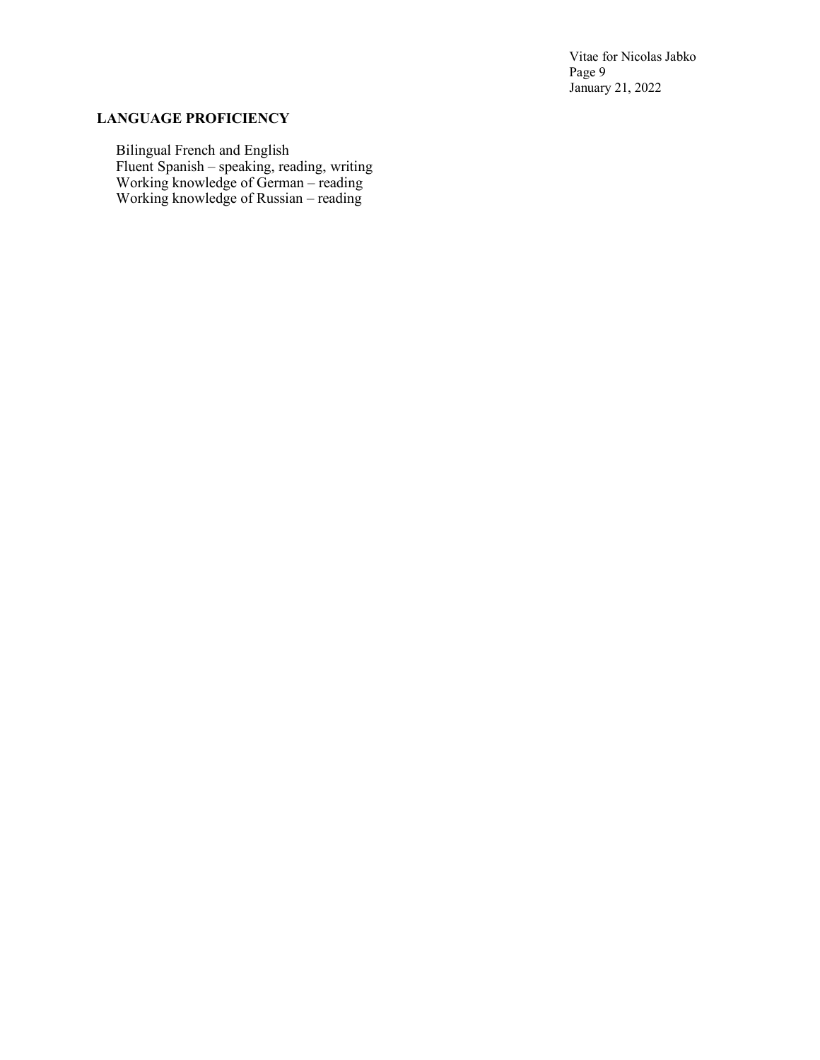## LANGUAGE PROFICIENCY

Bilingual French and English
Fluent Spanish – speaking, reading, writing
Working knowledge of German – reading
Working knowledge of Russian – reading